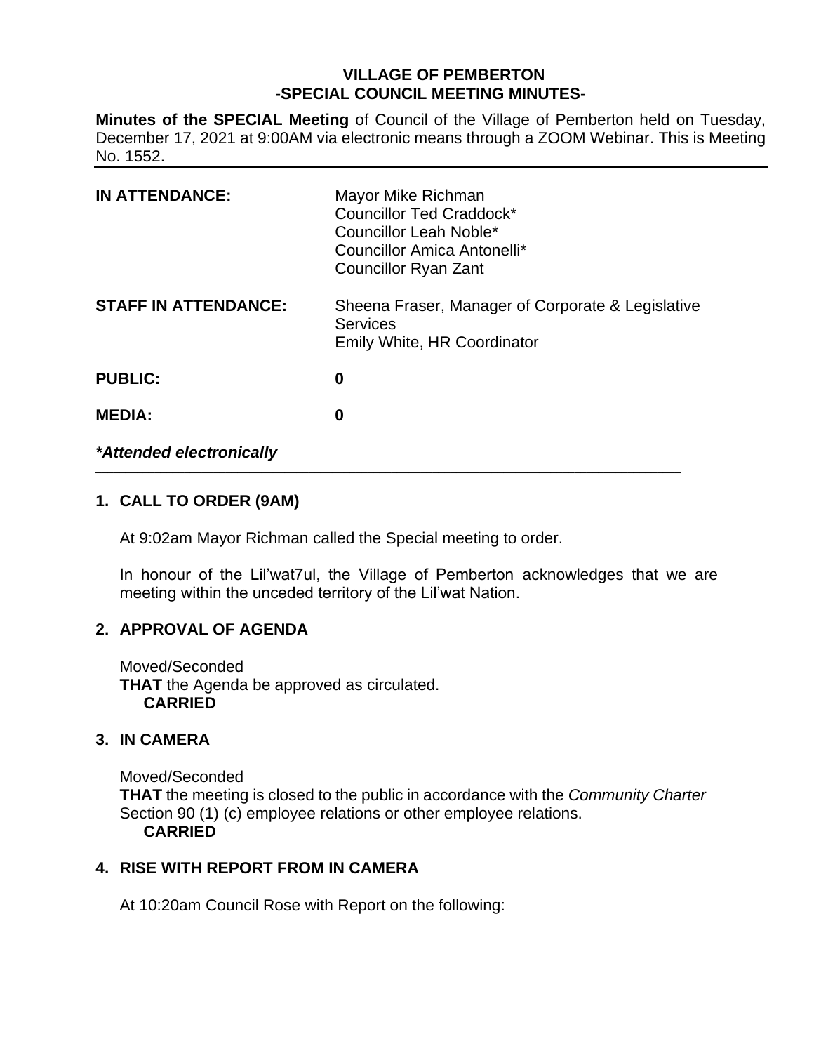**VILLAGE OF PEMBERTON**
**-SPECIAL COUNCIL MEETING MINUTES-**

**Minutes of the SPECIAL Meeting** of Council of the Village of Pemberton held on Tuesday, December 17, 2021 at 9:00AM via electronic means through a ZOOM Webinar. This is Meeting No. 1552.

| | |
|---|---|
| **IN ATTENDANCE:** | Mayor Mike Richman<br>Councillor Ted Craddock*<br>Councillor Leah Noble*<br>Councillor Amica Antonelli*<br>Councillor Ryan Zant |
| **STAFF IN ATTENDANCE:** | Sheena Fraser, Manager of Corporate & Legislative Services<br>Emily White, HR Coordinator |
| **PUBLIC:** | **0** |
| **MEDIA:** | **0** |

***Attended electronically**

## 1. CALL TO ORDER (9AM)

At 9:02am Mayor Richman called the Special meeting to order.

In honour of the Lil'wat7ul, the Village of Pemberton acknowledges that we are meeting within the unceded territory of the Lil'wat Nation.

## 2. APPROVAL OF AGENDA

Moved/Seconded
**THAT** the Agenda be approved as circulated.
**CARRIED**

## 3. IN CAMERA

Moved/Seconded
**THAT** the meeting is closed to the public in accordance with the *Community Charter* Section 90 (1) (c) employee relations or other employee relations.
**CARRIED**

## 4. RISE WITH REPORT FROM IN CAMERA

At 10:20am Council Rose with Report on the following: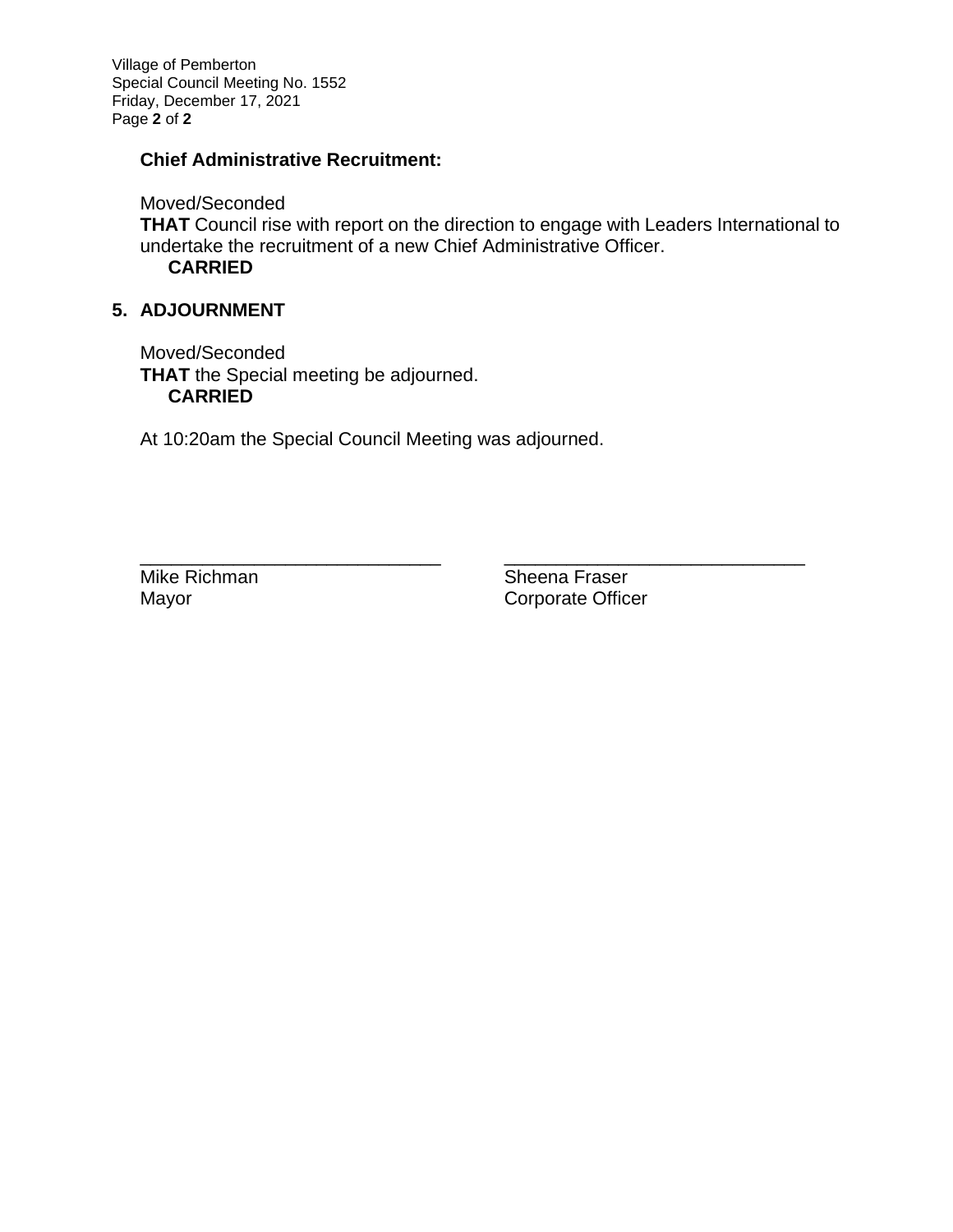**Chief Administrative Recruitment:**

Moved/Seconded
**THAT** Council rise with report on the direction to engage with Leaders International to undertake the recruitment of a new Chief Administrative Officer.
**CARRIED**

## 5. ADJOURNMENT

Moved/Seconded
**THAT** the Special meeting be adjourned.
**CARRIED**

At 10:20am the Special Council Meeting was adjourned.

| | |
|---|---|
| \_\_\_\_\_\_\_\_\_\_\_\_\_\_\_\_\_\_\_\_\_\_\_\_\_\_\_\_\_\_ | \_\_\_\_\_\_\_\_\_\_\_\_\_\_\_\_\_\_\_\_\_\_\_\_\_\_\_\_\_\_ |
| Mike Richman | Sheena Fraser |
| Mayor | Corporate Officer |